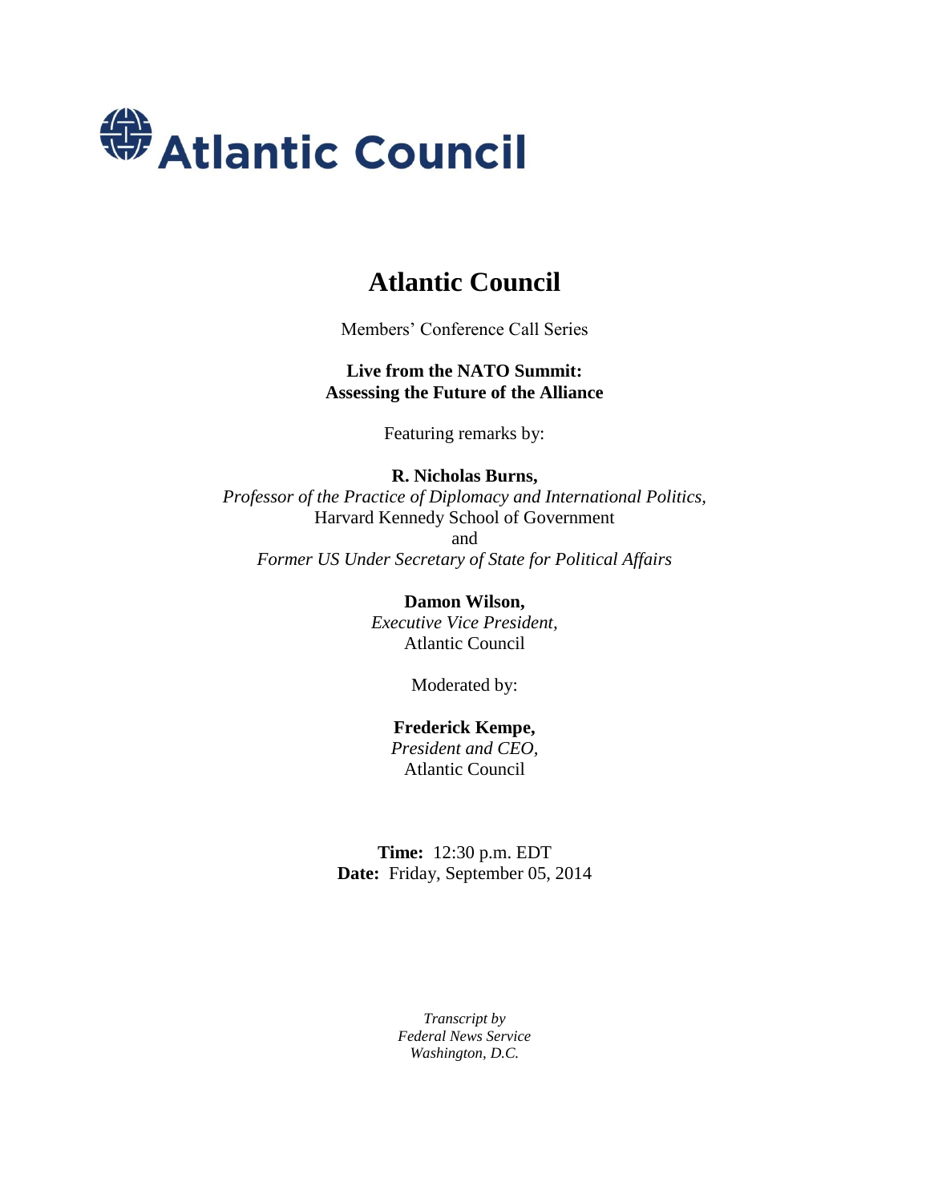Atlantic Council

# Atlantic Council

Members' Conference Call Series

**Live from the NATO Summit:**
**Assessing the Future of the Alliance**

Featuring remarks by:

**R. Nicholas Burns,**
*Professor of the Practice of Diplomacy and International Politics,*
Harvard Kennedy School of Government
and
*Former US Under Secretary of State for Political Affairs*

**Damon Wilson,**
*Executive Vice President,*
Atlantic Council

Moderated by:

**Frederick Kempe,**
*President and CEO,*
Atlantic Council

**Time:** 12:30 p.m. EDT
**Date:** Friday, September 05, 2014

*Transcript by*
*Federal News Service*
*Washington, D.C.*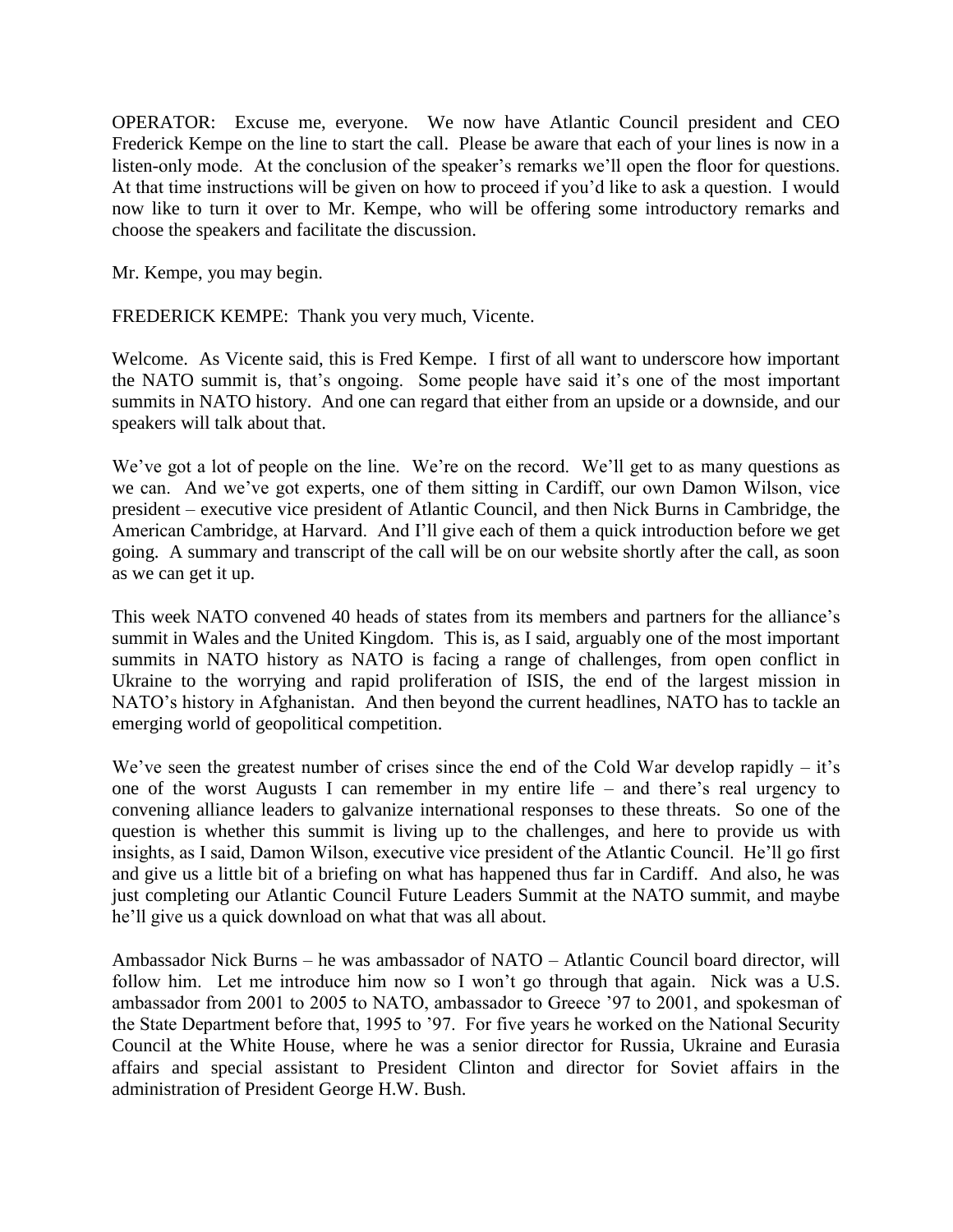OPERATOR: Excuse me, everyone. We now have Atlantic Council president and CEO Frederick Kempe on the line to start the call. Please be aware that each of your lines is now in a listen-only mode. At the conclusion of the speaker's remarks we'll open the floor for questions. At that time instructions will be given on how to proceed if you'd like to ask a question. I would now like to turn it over to Mr. Kempe, who will be offering some introductory remarks and choose the speakers and facilitate the discussion.

Mr. Kempe, you may begin.

FREDERICK KEMPE: Thank you very much, Vicente.

Welcome. As Vicente said, this is Fred Kempe. I first of all want to underscore how important the NATO summit is, that's ongoing. Some people have said it's one of the most important summits in NATO history. And one can regard that either from an upside or a downside, and our speakers will talk about that.

We've got a lot of people on the line. We're on the record. We'll get to as many questions as we can. And we've got experts, one of them sitting in Cardiff, our own Damon Wilson, vice president – executive vice president of Atlantic Council, and then Nick Burns in Cambridge, the American Cambridge, at Harvard. And I'll give each of them a quick introduction before we get going. A summary and transcript of the call will be on our website shortly after the call, as soon as we can get it up.

This week NATO convened 40 heads of states from its members and partners for the alliance's summit in Wales and the United Kingdom. This is, as I said, arguably one of the most important summits in NATO history as NATO is facing a range of challenges, from open conflict in Ukraine to the worrying and rapid proliferation of ISIS, the end of the largest mission in NATO's history in Afghanistan. And then beyond the current headlines, NATO has to tackle an emerging world of geopolitical competition.

We've seen the greatest number of crises since the end of the Cold War develop rapidly – it's one of the worst Augusts I can remember in my entire life – and there's real urgency to convening alliance leaders to galvanize international responses to these threats. So one of the question is whether this summit is living up to the challenges, and here to provide us with insights, as I said, Damon Wilson, executive vice president of the Atlantic Council. He'll go first and give us a little bit of a briefing on what has happened thus far in Cardiff. And also, he was just completing our Atlantic Council Future Leaders Summit at the NATO summit, and maybe he'll give us a quick download on what that was all about.

Ambassador Nick Burns – he was ambassador of NATO – Atlantic Council board director, will follow him. Let me introduce him now so I won't go through that again. Nick was a U.S. ambassador from 2001 to 2005 to NATO, ambassador to Greece '97 to 2001, and spokesman of the State Department before that, 1995 to '97. For five years he worked on the National Security Council at the White House, where he was a senior director for Russia, Ukraine and Eurasia affairs and special assistant to President Clinton and director for Soviet affairs in the administration of President George H.W. Bush.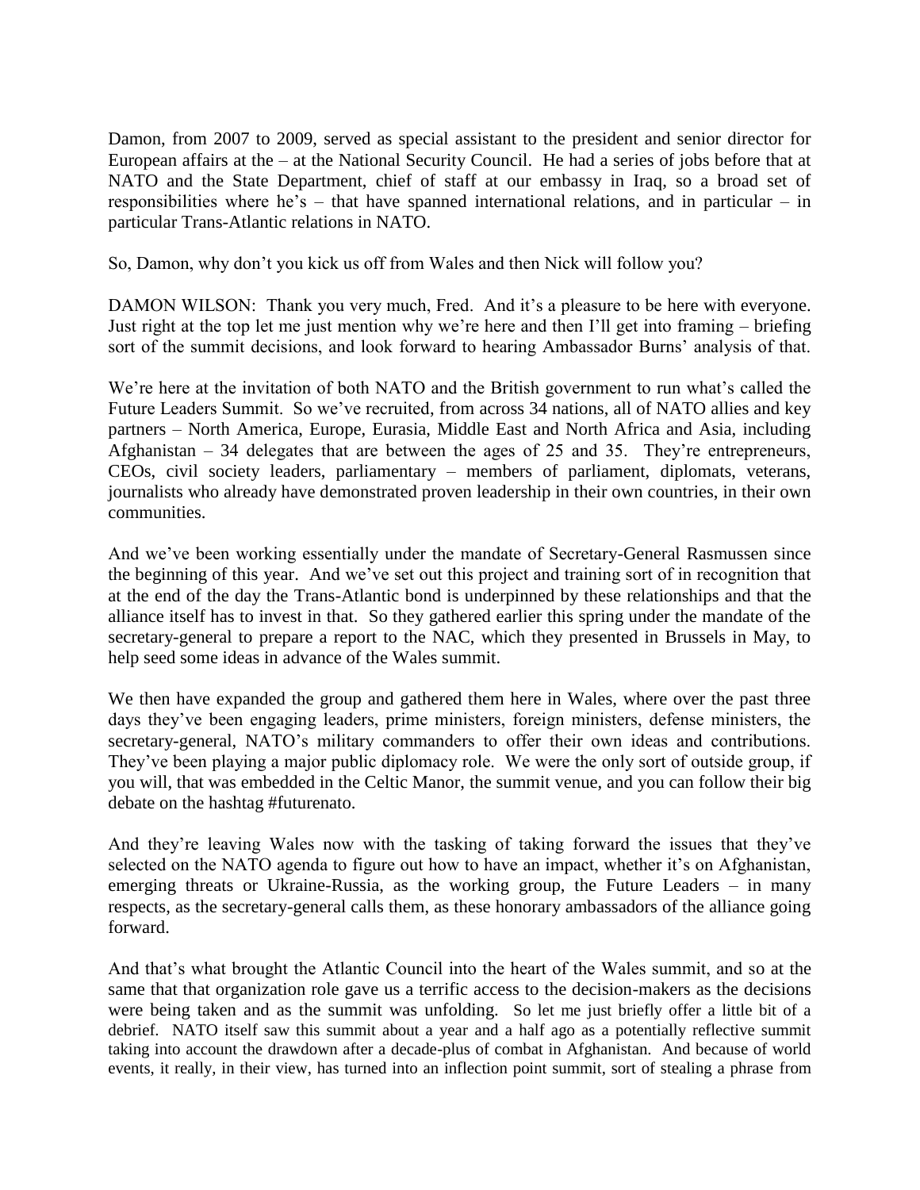Damon, from 2007 to 2009, served as special assistant to the president and senior director for European affairs at the – at the National Security Council. He had a series of jobs before that at NATO and the State Department, chief of staff at our embassy in Iraq, so a broad set of responsibilities where he's – that have spanned international relations, and in particular – in particular Trans-Atlantic relations in NATO.

So, Damon, why don't you kick us off from Wales and then Nick will follow you?

DAMON WILSON: Thank you very much, Fred. And it's a pleasure to be here with everyone. Just right at the top let me just mention why we're here and then I'll get into framing – briefing sort of the summit decisions, and look forward to hearing Ambassador Burns' analysis of that.

We're here at the invitation of both NATO and the British government to run what's called the Future Leaders Summit. So we've recruited, from across 34 nations, all of NATO allies and key partners – North America, Europe, Eurasia, Middle East and North Africa and Asia, including Afghanistan – 34 delegates that are between the ages of 25 and 35. They're entrepreneurs, CEOs, civil society leaders, parliamentary – members of parliament, diplomats, veterans, journalists who already have demonstrated proven leadership in their own countries, in their own communities.

And we've been working essentially under the mandate of Secretary-General Rasmussen since the beginning of this year. And we've set out this project and training sort of in recognition that at the end of the day the Trans-Atlantic bond is underpinned by these relationships and that the alliance itself has to invest in that. So they gathered earlier this spring under the mandate of the secretary-general to prepare a report to the NAC, which they presented in Brussels in May, to help seed some ideas in advance of the Wales summit.

We then have expanded the group and gathered them here in Wales, where over the past three days they've been engaging leaders, prime ministers, foreign ministers, defense ministers, the secretary-general, NATO's military commanders to offer their own ideas and contributions. They've been playing a major public diplomacy role. We were the only sort of outside group, if you will, that was embedded in the Celtic Manor, the summit venue, and you can follow their big debate on the hashtag #futurenato.

And they're leaving Wales now with the tasking of taking forward the issues that they've selected on the NATO agenda to figure out how to have an impact, whether it's on Afghanistan, emerging threats or Ukraine-Russia, as the working group, the Future Leaders – in many respects, as the secretary-general calls them, as these honorary ambassadors of the alliance going forward.

And that's what brought the Atlantic Council into the heart of the Wales summit, and so at the same that that organization role gave us a terrific access to the decision-makers as the decisions were being taken and as the summit was unfolding. So let me just briefly offer a little bit of a debrief. NATO itself saw this summit about a year and a half ago as a potentially reflective summit taking into account the drawdown after a decade-plus of combat in Afghanistan. And because of world events, it really, in their view, has turned into an inflection point summit, sort of stealing a phrase from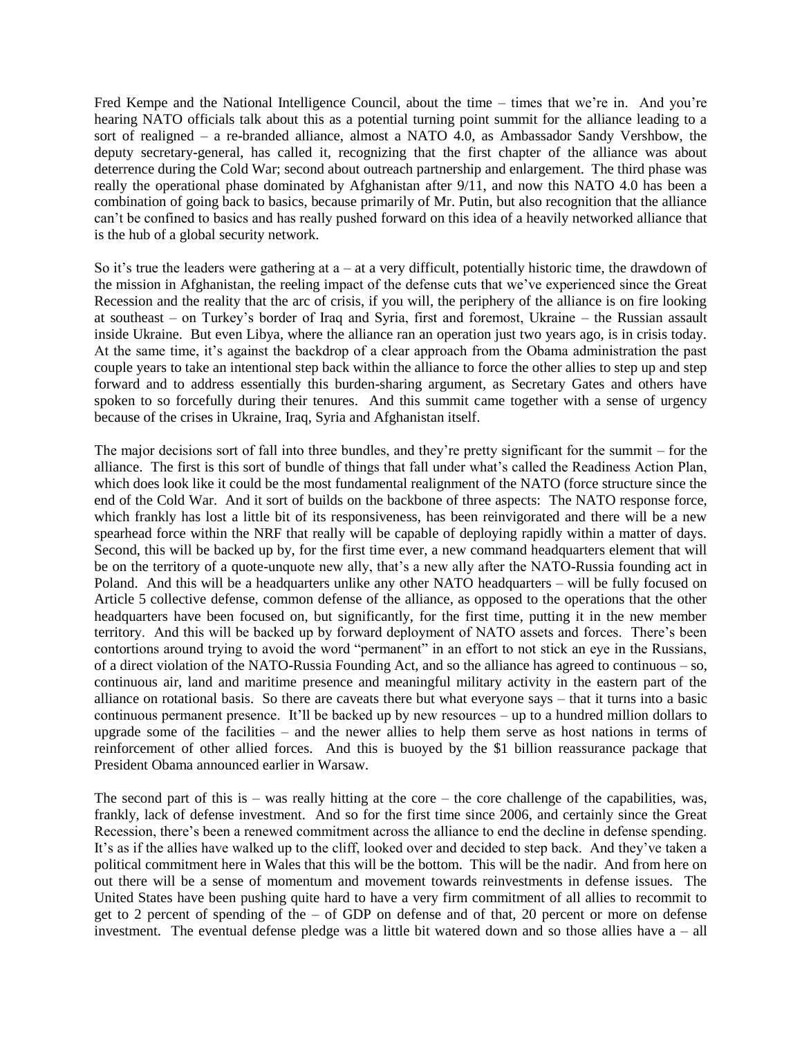Fred Kempe and the National Intelligence Council, about the time – times that we're in. And you're hearing NATO officials talk about this as a potential turning point summit for the alliance leading to a sort of realigned – a re-branded alliance, almost a NATO 4.0, as Ambassador Sandy Vershbow, the deputy secretary-general, has called it, recognizing that the first chapter of the alliance was about deterrence during the Cold War; second about outreach partnership and enlargement. The third phase was really the operational phase dominated by Afghanistan after 9/11, and now this NATO 4.0 has been a combination of going back to basics, because primarily of Mr. Putin, but also recognition that the alliance can't be confined to basics and has really pushed forward on this idea of a heavily networked alliance that is the hub of a global security network.

So it's true the leaders were gathering at a – at a very difficult, potentially historic time, the drawdown of the mission in Afghanistan, the reeling impact of the defense cuts that we've experienced since the Great Recession and the reality that the arc of crisis, if you will, the periphery of the alliance is on fire looking at southeast – on Turkey's border of Iraq and Syria, first and foremost, Ukraine – the Russian assault inside Ukraine. But even Libya, where the alliance ran an operation just two years ago, is in crisis today. At the same time, it's against the backdrop of a clear approach from the Obama administration the past couple years to take an intentional step back within the alliance to force the other allies to step up and step forward and to address essentially this burden-sharing argument, as Secretary Gates and others have spoken to so forcefully during their tenures. And this summit came together with a sense of urgency because of the crises in Ukraine, Iraq, Syria and Afghanistan itself.

The major decisions sort of fall into three bundles, and they're pretty significant for the summit – for the alliance. The first is this sort of bundle of things that fall under what's called the Readiness Action Plan, which does look like it could be the most fundamental realignment of the NATO (force structure since the end of the Cold War. And it sort of builds on the backbone of three aspects: The NATO response force, which frankly has lost a little bit of its responsiveness, has been reinvigorated and there will be a new spearhead force within the NRF that really will be capable of deploying rapidly within a matter of days. Second, this will be backed up by, for the first time ever, a new command headquarters element that will be on the territory of a quote-unquote new ally, that's a new ally after the NATO-Russia founding act in Poland. And this will be a headquarters unlike any other NATO headquarters – will be fully focused on Article 5 collective defense, common defense of the alliance, as opposed to the operations that the other headquarters have been focused on, but significantly, for the first time, putting it in the new member territory. And this will be backed up by forward deployment of NATO assets and forces. There's been contortions around trying to avoid the word "permanent" in an effort to not stick an eye in the Russians, of a direct violation of the NATO-Russia Founding Act, and so the alliance has agreed to continuous – so, continuous air, land and maritime presence and meaningful military activity in the eastern part of the alliance on rotational basis. So there are caveats there but what everyone says – that it turns into a basic continuous permanent presence. It'll be backed up by new resources – up to a hundred million dollars to upgrade some of the facilities – and the newer allies to help them serve as host nations in terms of reinforcement of other allied forces. And this is buoyed by the $1 billion reassurance package that President Obama announced earlier in Warsaw.

The second part of this is – was really hitting at the core – the core challenge of the capabilities, was, frankly, lack of defense investment. And so for the first time since 2006, and certainly since the Great Recession, there's been a renewed commitment across the alliance to end the decline in defense spending. It's as if the allies have walked up to the cliff, looked over and decided to step back. And they've taken a political commitment here in Wales that this will be the bottom. This will be the nadir. And from here on out there will be a sense of momentum and movement towards reinvestments in defense issues. The United States have been pushing quite hard to have a very firm commitment of all allies to recommit to get to 2 percent of spending of the – of GDP on defense and of that, 20 percent or more on defense investment. The eventual defense pledge was a little bit watered down and so those allies have a – all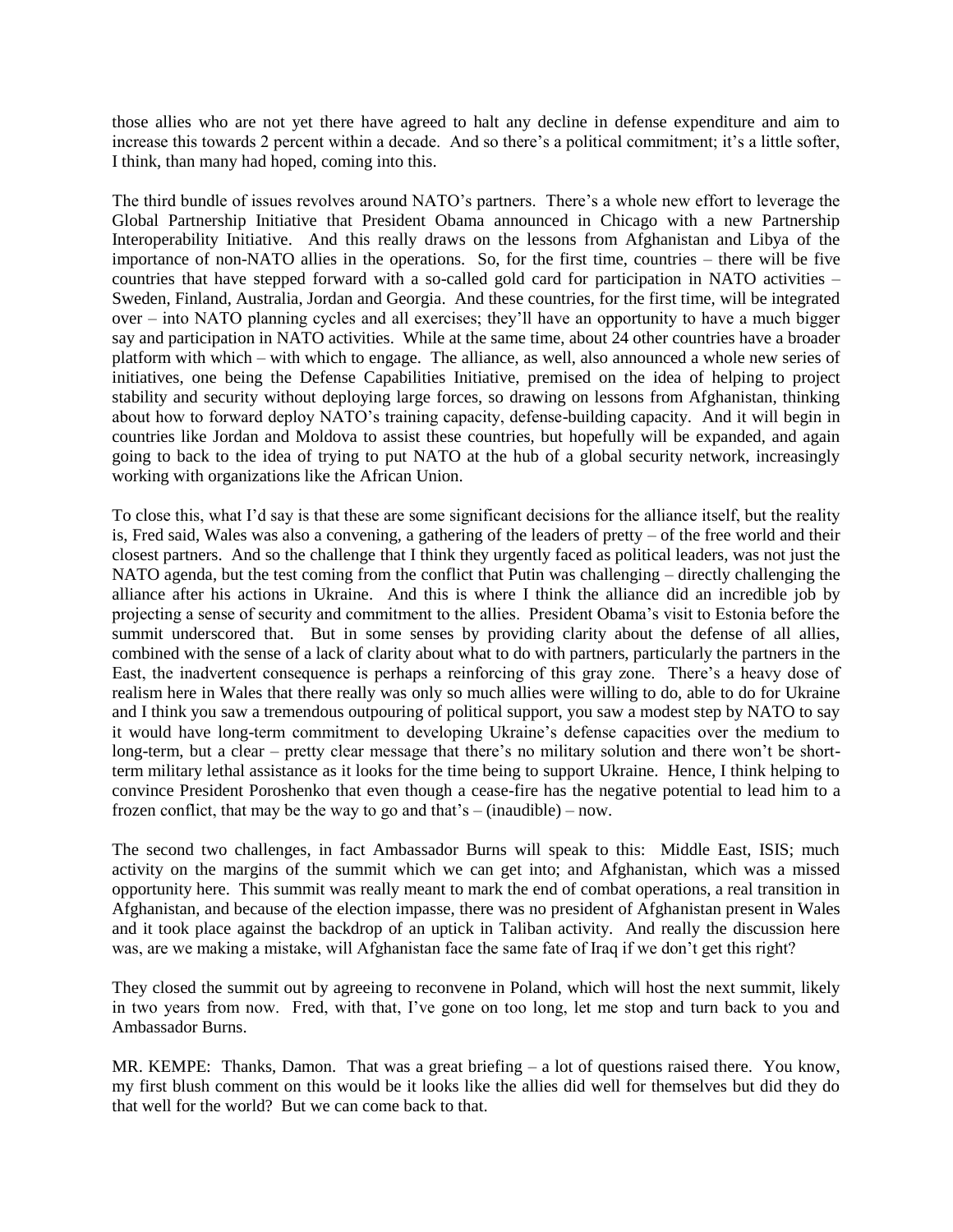those allies who are not yet there have agreed to halt any decline in defense expenditure and aim to increase this towards 2 percent within a decade. And so there's a political commitment; it's a little softer, I think, than many had hoped, coming into this.

The third bundle of issues revolves around NATO's partners. There's a whole new effort to leverage the Global Partnership Initiative that President Obama announced in Chicago with a new Partnership Interoperability Initiative. And this really draws on the lessons from Afghanistan and Libya of the importance of non-NATO allies in the operations. So, for the first time, countries – there will be five countries that have stepped forward with a so-called gold card for participation in NATO activities – Sweden, Finland, Australia, Jordan and Georgia. And these countries, for the first time, will be integrated over – into NATO planning cycles and all exercises; they'll have an opportunity to have a much bigger say and participation in NATO activities. While at the same time, about 24 other countries have a broader platform with which – with which to engage. The alliance, as well, also announced a whole new series of initiatives, one being the Defense Capabilities Initiative, premised on the idea of helping to project stability and security without deploying large forces, so drawing on lessons from Afghanistan, thinking about how to forward deploy NATO's training capacity, defense-building capacity. And it will begin in countries like Jordan and Moldova to assist these countries, but hopefully will be expanded, and again going to back to the idea of trying to put NATO at the hub of a global security network, increasingly working with organizations like the African Union.

To close this, what I'd say is that these are some significant decisions for the alliance itself, but the reality is, Fred said, Wales was also a convening, a gathering of the leaders of pretty – of the free world and their closest partners. And so the challenge that I think they urgently faced as political leaders, was not just the NATO agenda, but the test coming from the conflict that Putin was challenging – directly challenging the alliance after his actions in Ukraine. And this is where I think the alliance did an incredible job by projecting a sense of security and commitment to the allies. President Obama's visit to Estonia before the summit underscored that. But in some senses by providing clarity about the defense of all allies, combined with the sense of a lack of clarity about what to do with partners, particularly the partners in the East, the inadvertent consequence is perhaps a reinforcing of this gray zone. There's a heavy dose of realism here in Wales that there really was only so much allies were willing to do, able to do for Ukraine and I think you saw a tremendous outpouring of political support, you saw a modest step by NATO to say it would have long-term commitment to developing Ukraine's defense capacities over the medium to long-term, but a clear – pretty clear message that there's no military solution and there won't be short-term military lethal assistance as it looks for the time being to support Ukraine. Hence, I think helping to convince President Poroshenko that even though a cease-fire has the negative potential to lead him to a frozen conflict, that may be the way to go and that's – (inaudible) – now.

The second two challenges, in fact Ambassador Burns will speak to this: Middle East, ISIS; much activity on the margins of the summit which we can get into; and Afghanistan, which was a missed opportunity here. This summit was really meant to mark the end of combat operations, a real transition in Afghanistan, and because of the election impasse, there was no president of Afghanistan present in Wales and it took place against the backdrop of an uptick in Taliban activity. And really the discussion here was, are we making a mistake, will Afghanistan face the same fate of Iraq if we don't get this right?

They closed the summit out by agreeing to reconvene in Poland, which will host the next summit, likely in two years from now. Fred, with that, I've gone on too long, let me stop and turn back to you and Ambassador Burns.

MR. KEMPE: Thanks, Damon. That was a great briefing – a lot of questions raised there. You know, my first blush comment on this would be it looks like the allies did well for themselves but did they do that well for the world? But we can come back to that.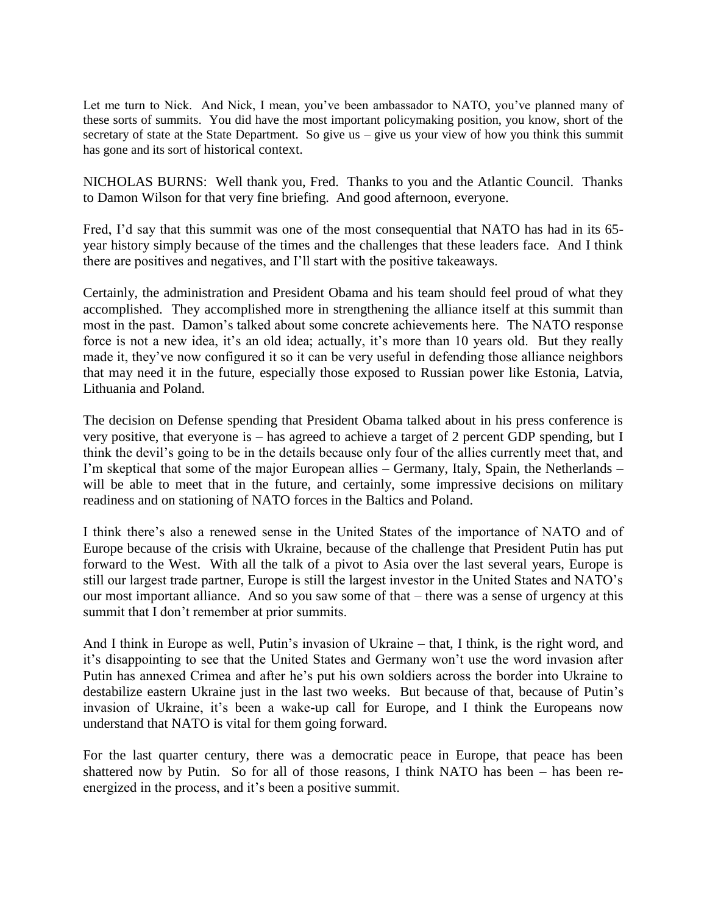Let me turn to Nick. And Nick, I mean, you've been ambassador to NATO, you've planned many of these sorts of summits. You did have the most important policymaking position, you know, short of the secretary of state at the State Department. So give us – give us your view of how you think this summit has gone and its sort of historical context.

NICHOLAS BURNS: Well thank you, Fred. Thanks to you and the Atlantic Council. Thanks to Damon Wilson for that very fine briefing. And good afternoon, everyone.

Fred, I'd say that this summit was one of the most consequential that NATO has had in its 65-year history simply because of the times and the challenges that these leaders face. And I think there are positives and negatives, and I'll start with the positive takeaways.

Certainly, the administration and President Obama and his team should feel proud of what they accomplished. They accomplished more in strengthening the alliance itself at this summit than most in the past. Damon's talked about some concrete achievements here. The NATO response force is not a new idea, it's an old idea; actually, it's more than 10 years old. But they really made it, they've now configured it so it can be very useful in defending those alliance neighbors that may need it in the future, especially those exposed to Russian power like Estonia, Latvia, Lithuania and Poland.

The decision on Defense spending that President Obama talked about in his press conference is very positive, that everyone is – has agreed to achieve a target of 2 percent GDP spending, but I think the devil's going to be in the details because only four of the allies currently meet that, and I'm skeptical that some of the major European allies – Germany, Italy, Spain, the Netherlands – will be able to meet that in the future, and certainly, some impressive decisions on military readiness and on stationing of NATO forces in the Baltics and Poland.

I think there's also a renewed sense in the United States of the importance of NATO and of Europe because of the crisis with Ukraine, because of the challenge that President Putin has put forward to the West. With all the talk of a pivot to Asia over the last several years, Europe is still our largest trade partner, Europe is still the largest investor in the United States and NATO's our most important alliance. And so you saw some of that – there was a sense of urgency at this summit that I don't remember at prior summits.

And I think in Europe as well, Putin's invasion of Ukraine – that, I think, is the right word, and it's disappointing to see that the United States and Germany won't use the word invasion after Putin has annexed Crimea and after he's put his own soldiers across the border into Ukraine to destabilize eastern Ukraine just in the last two weeks. But because of that, because of Putin's invasion of Ukraine, it's been a wake-up call for Europe, and I think the Europeans now understand that NATO is vital for them going forward.

For the last quarter century, there was a democratic peace in Europe, that peace has been shattered now by Putin. So for all of those reasons, I think NATO has been – has been re-energized in the process, and it's been a positive summit.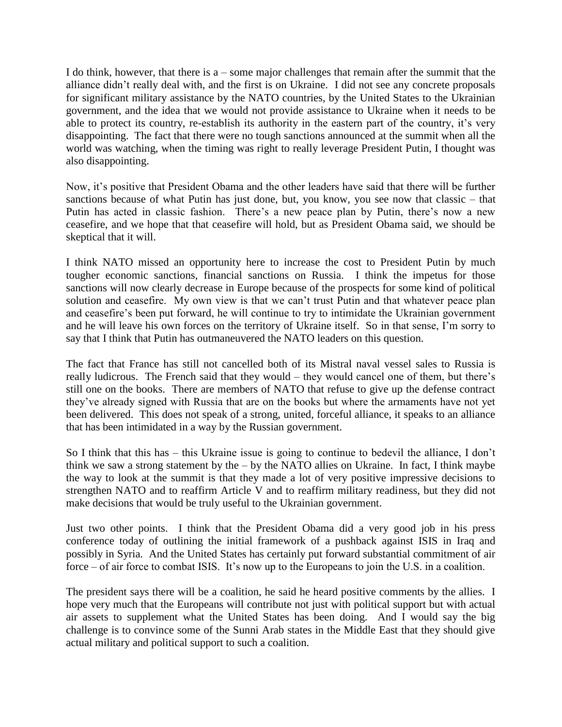I do think, however, that there is a – some major challenges that remain after the summit that the alliance didn't really deal with, and the first is on Ukraine. I did not see any concrete proposals for significant military assistance by the NATO countries, by the United States to the Ukrainian government, and the idea that we would not provide assistance to Ukraine when it needs to be able to protect its country, re-establish its authority in the eastern part of the country, it's very disappointing. The fact that there were no tough sanctions announced at the summit when all the world was watching, when the timing was right to really leverage President Putin, I thought was also disappointing.

Now, it's positive that President Obama and the other leaders have said that there will be further sanctions because of what Putin has just done, but, you know, you see now that classic – that Putin has acted in classic fashion. There's a new peace plan by Putin, there's now a new ceasefire, and we hope that that ceasefire will hold, but as President Obama said, we should be skeptical that it will.

I think NATO missed an opportunity here to increase the cost to President Putin by much tougher economic sanctions, financial sanctions on Russia. I think the impetus for those sanctions will now clearly decrease in Europe because of the prospects for some kind of political solution and ceasefire. My own view is that we can't trust Putin and that whatever peace plan and ceasefire's been put forward, he will continue to try to intimidate the Ukrainian government and he will leave his own forces on the territory of Ukraine itself. So in that sense, I'm sorry to say that I think that Putin has outmaneuvered the NATO leaders on this question.

The fact that France has still not cancelled both of its Mistral naval vessel sales to Russia is really ludicrous. The French said that they would – they would cancel one of them, but there's still one on the books. There are members of NATO that refuse to give up the defense contract they've already signed with Russia that are on the books but where the armaments have not yet been delivered. This does not speak of a strong, united, forceful alliance, it speaks to an alliance that has been intimidated in a way by the Russian government.

So I think that this has – this Ukraine issue is going to continue to bedevil the alliance, I don't think we saw a strong statement by the – by the NATO allies on Ukraine. In fact, I think maybe the way to look at the summit is that they made a lot of very positive impressive decisions to strengthen NATO and to reaffirm Article V and to reaffirm military readiness, but they did not make decisions that would be truly useful to the Ukrainian government.

Just two other points. I think that the President Obama did a very good job in his press conference today of outlining the initial framework of a pushback against ISIS in Iraq and possibly in Syria. And the United States has certainly put forward substantial commitment of air force – of air force to combat ISIS. It's now up to the Europeans to join the U.S. in a coalition.

The president says there will be a coalition, he said he heard positive comments by the allies. I hope very much that the Europeans will contribute not just with political support but with actual air assets to supplement what the United States has been doing. And I would say the big challenge is to convince some of the Sunni Arab states in the Middle East that they should give actual military and political support to such a coalition.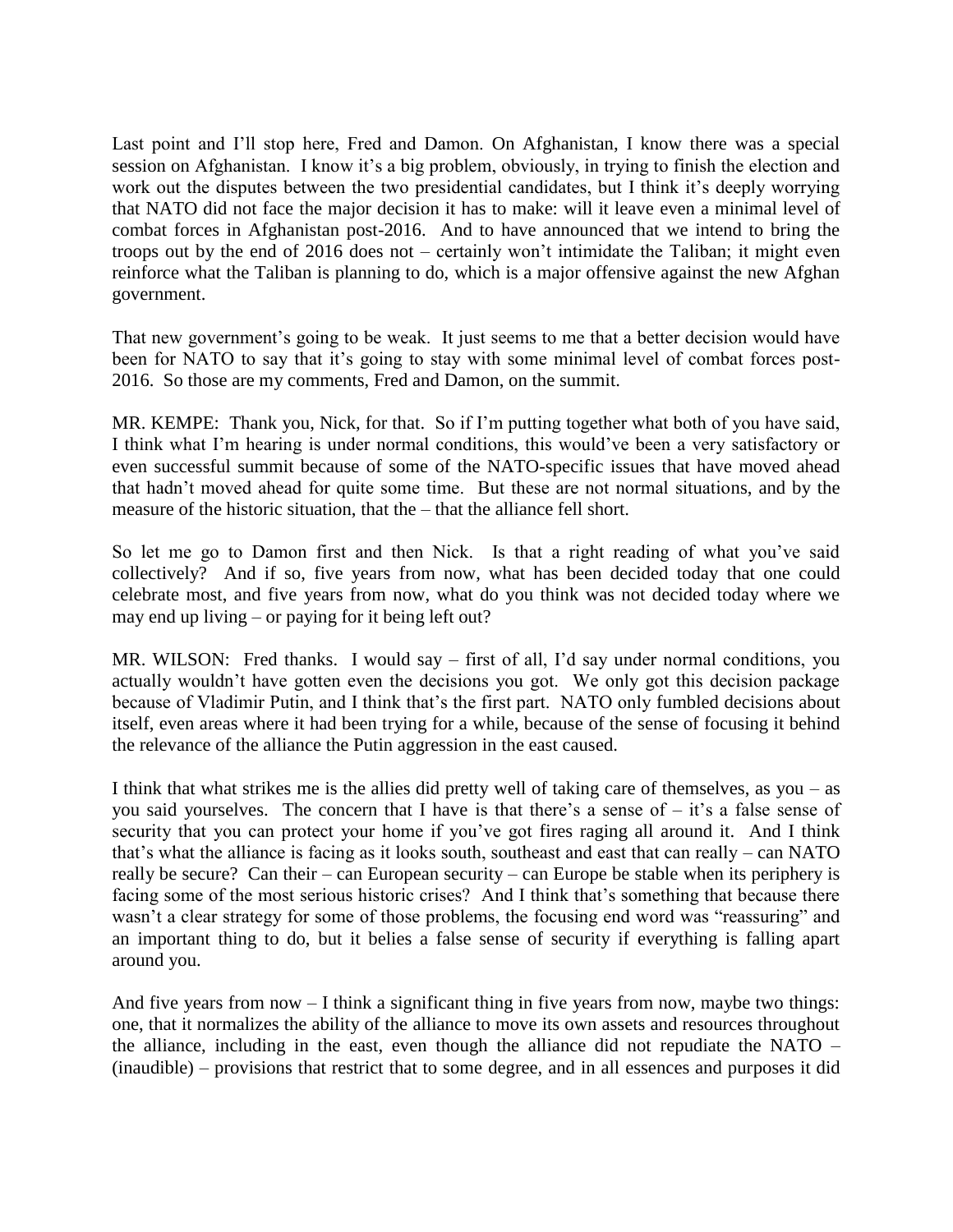Last point and I'll stop here, Fred and Damon. On Afghanistan, I know there was a special session on Afghanistan. I know it's a big problem, obviously, in trying to finish the election and work out the disputes between the two presidential candidates, but I think it's deeply worrying that NATO did not face the major decision it has to make: will it leave even a minimal level of combat forces in Afghanistan post-2016. And to have announced that we intend to bring the troops out by the end of 2016 does not – certainly won't intimidate the Taliban; it might even reinforce what the Taliban is planning to do, which is a major offensive against the new Afghan government.

That new government's going to be weak. It just seems to me that a better decision would have been for NATO to say that it's going to stay with some minimal level of combat forces post-2016. So those are my comments, Fred and Damon, on the summit.

MR. KEMPE: Thank you, Nick, for that. So if I'm putting together what both of you have said, I think what I'm hearing is under normal conditions, this would've been a very satisfactory or even successful summit because of some of the NATO-specific issues that have moved ahead that hadn't moved ahead for quite some time. But these are not normal situations, and by the measure of the historic situation, that the – that the alliance fell short.

So let me go to Damon first and then Nick. Is that a right reading of what you've said collectively? And if so, five years from now, what has been decided today that one could celebrate most, and five years from now, what do you think was not decided today where we may end up living – or paying for it being left out?

MR. WILSON: Fred thanks. I would say – first of all, I'd say under normal conditions, you actually wouldn't have gotten even the decisions you got. We only got this decision package because of Vladimir Putin, and I think that's the first part. NATO only fumbled decisions about itself, even areas where it had been trying for a while, because of the sense of focusing it behind the relevance of the alliance the Putin aggression in the east caused.

I think that what strikes me is the allies did pretty well of taking care of themselves, as you – as you said yourselves. The concern that I have is that there's a sense of – it's a false sense of security that you can protect your home if you've got fires raging all around it. And I think that's what the alliance is facing as it looks south, southeast and east that can really – can NATO really be secure? Can their – can European security – can Europe be stable when its periphery is facing some of the most serious historic crises? And I think that's something that because there wasn't a clear strategy for some of those problems, the focusing end word was "reassuring" and an important thing to do, but it belies a false sense of security if everything is falling apart around you.

And five years from now – I think a significant thing in five years from now, maybe two things: one, that it normalizes the ability of the alliance to move its own assets and resources throughout the alliance, including in the east, even though the alliance did not repudiate the NATO – (inaudible) – provisions that restrict that to some degree, and in all essences and purposes it did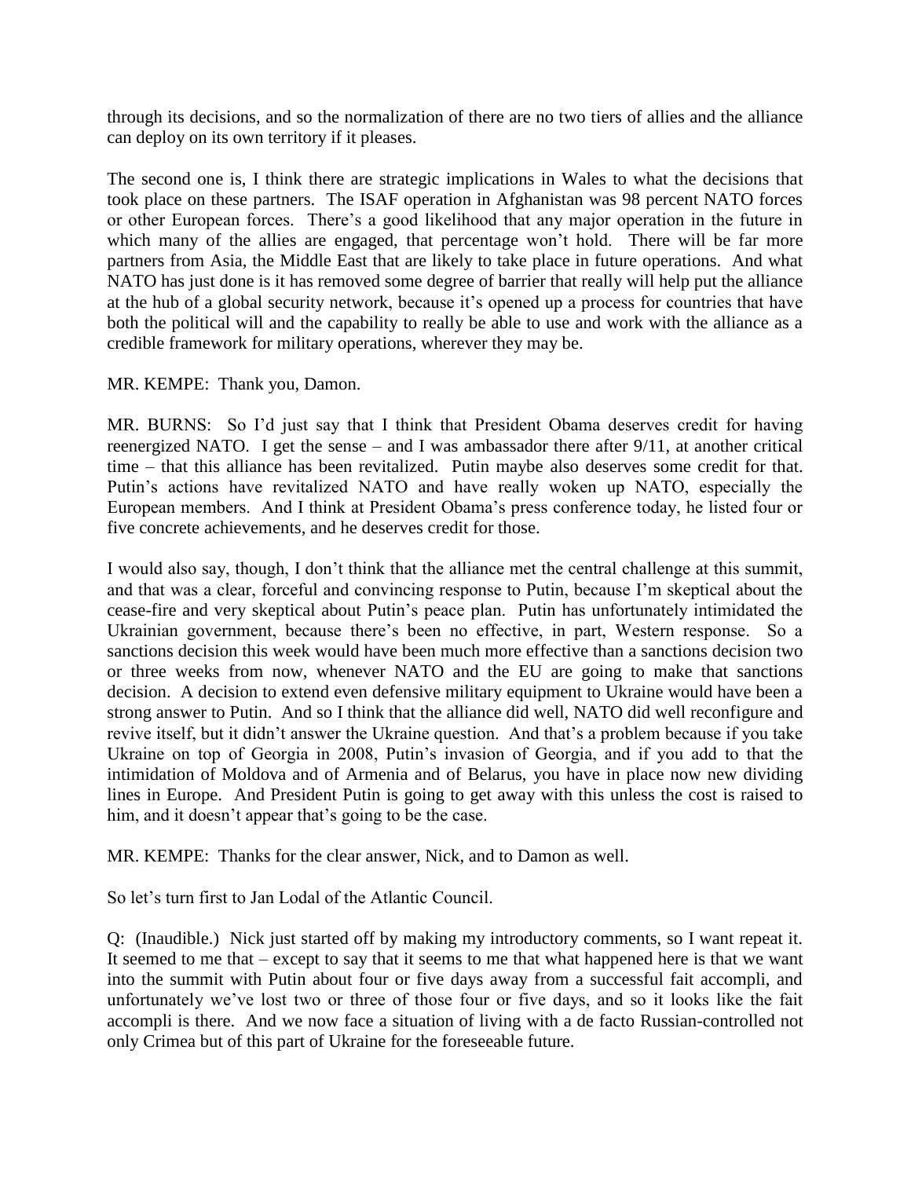through its decisions, and so the normalization of there are no two tiers of allies and the alliance can deploy on its own territory if it pleases.

The second one is, I think there are strategic implications in Wales to what the decisions that took place on these partners. The ISAF operation in Afghanistan was 98 percent NATO forces or other European forces. There's a good likelihood that any major operation in the future in which many of the allies are engaged, that percentage won't hold. There will be far more partners from Asia, the Middle East that are likely to take place in future operations. And what NATO has just done is it has removed some degree of barrier that really will help put the alliance at the hub of a global security network, because it's opened up a process for countries that have both the political will and the capability to really be able to use and work with the alliance as a credible framework for military operations, wherever they may be.

MR. KEMPE: Thank you, Damon.

MR. BURNS: So I'd just say that I think that President Obama deserves credit for having reenergized NATO. I get the sense – and I was ambassador there after 9/11, at another critical time – that this alliance has been revitalized. Putin maybe also deserves some credit for that. Putin's actions have revitalized NATO and have really woken up NATO, especially the European members. And I think at President Obama's press conference today, he listed four or five concrete achievements, and he deserves credit for those.

I would also say, though, I don't think that the alliance met the central challenge at this summit, and that was a clear, forceful and convincing response to Putin, because I'm skeptical about the cease-fire and very skeptical about Putin's peace plan. Putin has unfortunately intimidated the Ukrainian government, because there's been no effective, in part, Western response. So a sanctions decision this week would have been much more effective than a sanctions decision two or three weeks from now, whenever NATO and the EU are going to make that sanctions decision. A decision to extend even defensive military equipment to Ukraine would have been a strong answer to Putin. And so I think that the alliance did well, NATO did well reconfigure and revive itself, but it didn't answer the Ukraine question. And that's a problem because if you take Ukraine on top of Georgia in 2008, Putin's invasion of Georgia, and if you add to that the intimidation of Moldova and of Armenia and of Belarus, you have in place now new dividing lines in Europe. And President Putin is going to get away with this unless the cost is raised to him, and it doesn't appear that's going to be the case.

MR. KEMPE: Thanks for the clear answer, Nick, and to Damon as well.

So let's turn first to Jan Lodal of the Atlantic Council.

Q: (Inaudible.) Nick just started off by making my introductory comments, so I want repeat it. It seemed to me that – except to say that it seems to me that what happened here is that we want into the summit with Putin about four or five days away from a successful fait accompli, and unfortunately we've lost two or three of those four or five days, and so it looks like the fait accompli is there. And we now face a situation of living with a de facto Russian-controlled not only Crimea but of this part of Ukraine for the foreseeable future.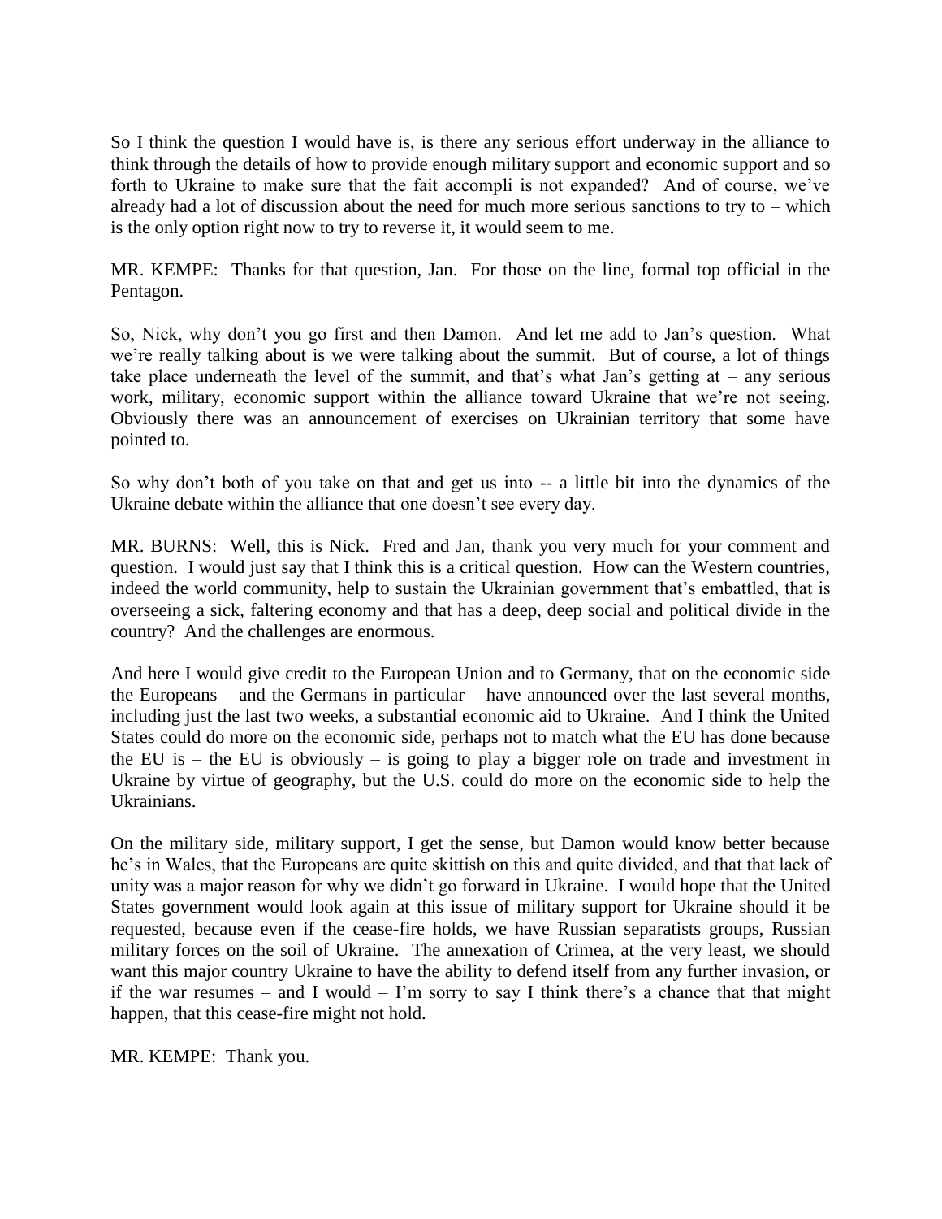So I think the question I would have is, is there any serious effort underway in the alliance to think through the details of how to provide enough military support and economic support and so forth to Ukraine to make sure that the fait accompli is not expanded? And of course, we've already had a lot of discussion about the need for much more serious sanctions to try to – which is the only option right now to try to reverse it, it would seem to me.

MR. KEMPE: Thanks for that question, Jan. For those on the line, formal top official in the Pentagon.

So, Nick, why don't you go first and then Damon. And let me add to Jan's question. What we're really talking about is we were talking about the summit. But of course, a lot of things take place underneath the level of the summit, and that's what Jan's getting at – any serious work, military, economic support within the alliance toward Ukraine that we're not seeing. Obviously there was an announcement of exercises on Ukrainian territory that some have pointed to.

So why don't both of you take on that and get us into -- a little bit into the dynamics of the Ukraine debate within the alliance that one doesn't see every day.

MR. BURNS: Well, this is Nick. Fred and Jan, thank you very much for your comment and question. I would just say that I think this is a critical question. How can the Western countries, indeed the world community, help to sustain the Ukrainian government that's embattled, that is overseeing a sick, faltering economy and that has a deep, deep social and political divide in the country? And the challenges are enormous.

And here I would give credit to the European Union and to Germany, that on the economic side the Europeans – and the Germans in particular – have announced over the last several months, including just the last two weeks, a substantial economic aid to Ukraine. And I think the United States could do more on the economic side, perhaps not to match what the EU has done because the EU is – the EU is obviously – is going to play a bigger role on trade and investment in Ukraine by virtue of geography, but the U.S. could do more on the economic side to help the Ukrainians.

On the military side, military support, I get the sense, but Damon would know better because he's in Wales, that the Europeans are quite skittish on this and quite divided, and that that lack of unity was a major reason for why we didn't go forward in Ukraine. I would hope that the United States government would look again at this issue of military support for Ukraine should it be requested, because even if the cease-fire holds, we have Russian separatists groups, Russian military forces on the soil of Ukraine. The annexation of Crimea, at the very least, we should want this major country Ukraine to have the ability to defend itself from any further invasion, or if the war resumes – and I would – I'm sorry to say I think there's a chance that that might happen, that this cease-fire might not hold.

MR. KEMPE: Thank you.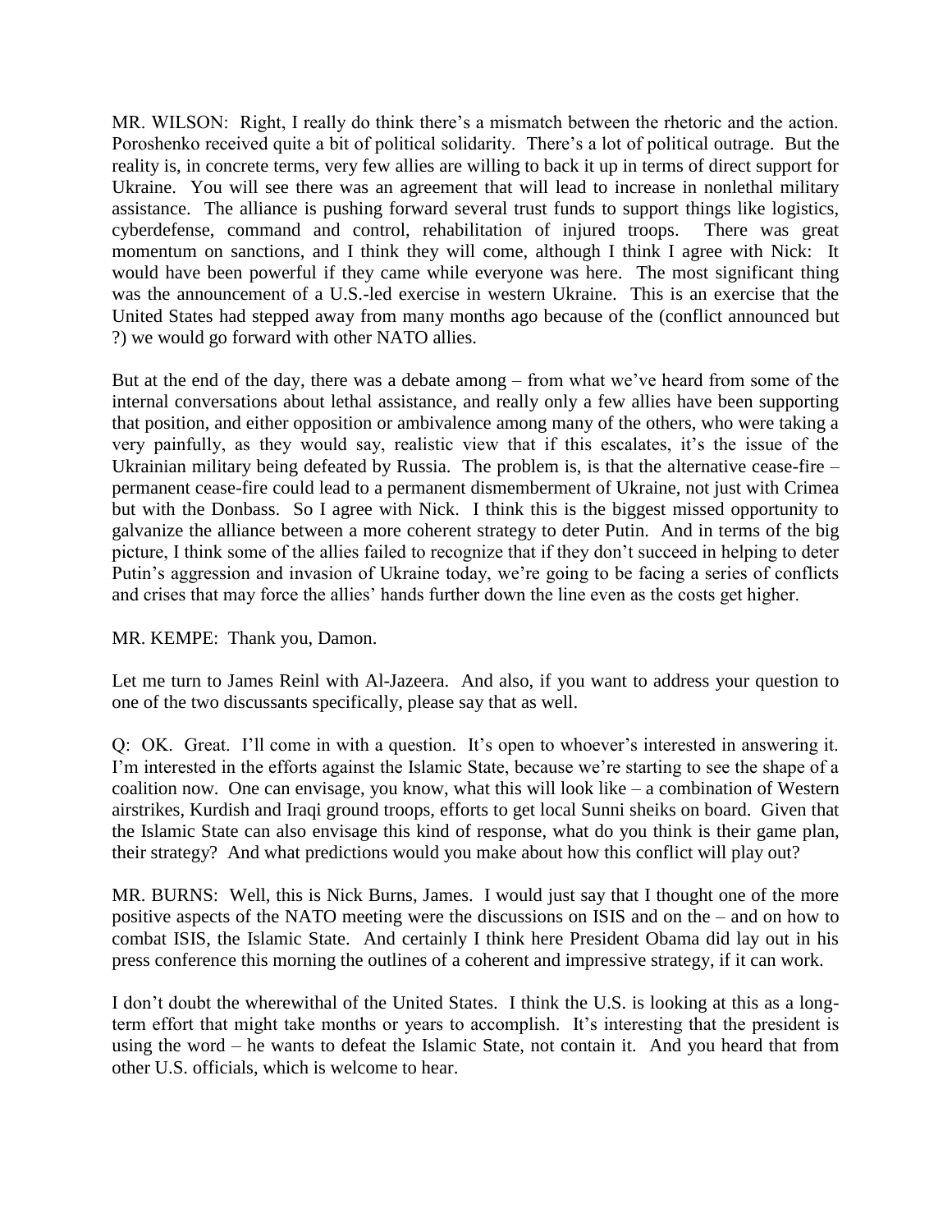MR. WILSON: Right, I really do think there's a mismatch between the rhetoric and the action. Poroshenko received quite a bit of political solidarity. There's a lot of political outrage. But the reality is, in concrete terms, very few allies are willing to back it up in terms of direct support for Ukraine. You will see there was an agreement that will lead to increase in nonlethal military assistance. The alliance is pushing forward several trust funds to support things like logistics, cyberdefense, command and control, rehabilitation of injured troops. There was great momentum on sanctions, and I think they will come, although I think I agree with Nick: It would have been powerful if they came while everyone was here. The most significant thing was the announcement of a U.S.-led exercise in western Ukraine. This is an exercise that the United States had stepped away from many months ago because of the (conflict announced but ?) we would go forward with other NATO allies.

But at the end of the day, there was a debate among – from what we've heard from some of the internal conversations about lethal assistance, and really only a few allies have been supporting that position, and either opposition or ambivalence among many of the others, who were taking a very painfully, as they would say, realistic view that if this escalates, it's the issue of the Ukrainian military being defeated by Russia. The problem is, is that the alternative cease-fire – permanent cease-fire could lead to a permanent dismemberment of Ukraine, not just with Crimea but with the Donbass. So I agree with Nick. I think this is the biggest missed opportunity to galvanize the alliance between a more coherent strategy to deter Putin. And in terms of the big picture, I think some of the allies failed to recognize that if they don't succeed in helping to deter Putin's aggression and invasion of Ukraine today, we're going to be facing a series of conflicts and crises that may force the allies' hands further down the line even as the costs get higher.

MR. KEMPE: Thank you, Damon.

Let me turn to James Reinl with Al-Jazeera. And also, if you want to address your question to one of the two discussants specifically, please say that as well.

Q: OK. Great. I'll come in with a question. It's open to whoever's interested in answering it. I'm interested in the efforts against the Islamic State, because we're starting to see the shape of a coalition now. One can envisage, you know, what this will look like – a combination of Western airstrikes, Kurdish and Iraqi ground troops, efforts to get local Sunni sheiks on board. Given that the Islamic State can also envisage this kind of response, what do you think is their game plan, their strategy? And what predictions would you make about how this conflict will play out?

MR. BURNS: Well, this is Nick Burns, James. I would just say that I thought one of the more positive aspects of the NATO meeting were the discussions on ISIS and on the – and on how to combat ISIS, the Islamic State. And certainly I think here President Obama did lay out in his press conference this morning the outlines of a coherent and impressive strategy, if it can work.

I don't doubt the wherewithal of the United States. I think the U.S. is looking at this as a long-term effort that might take months or years to accomplish. It's interesting that the president is using the word – he wants to defeat the Islamic State, not contain it. And you heard that from other U.S. officials, which is welcome to hear.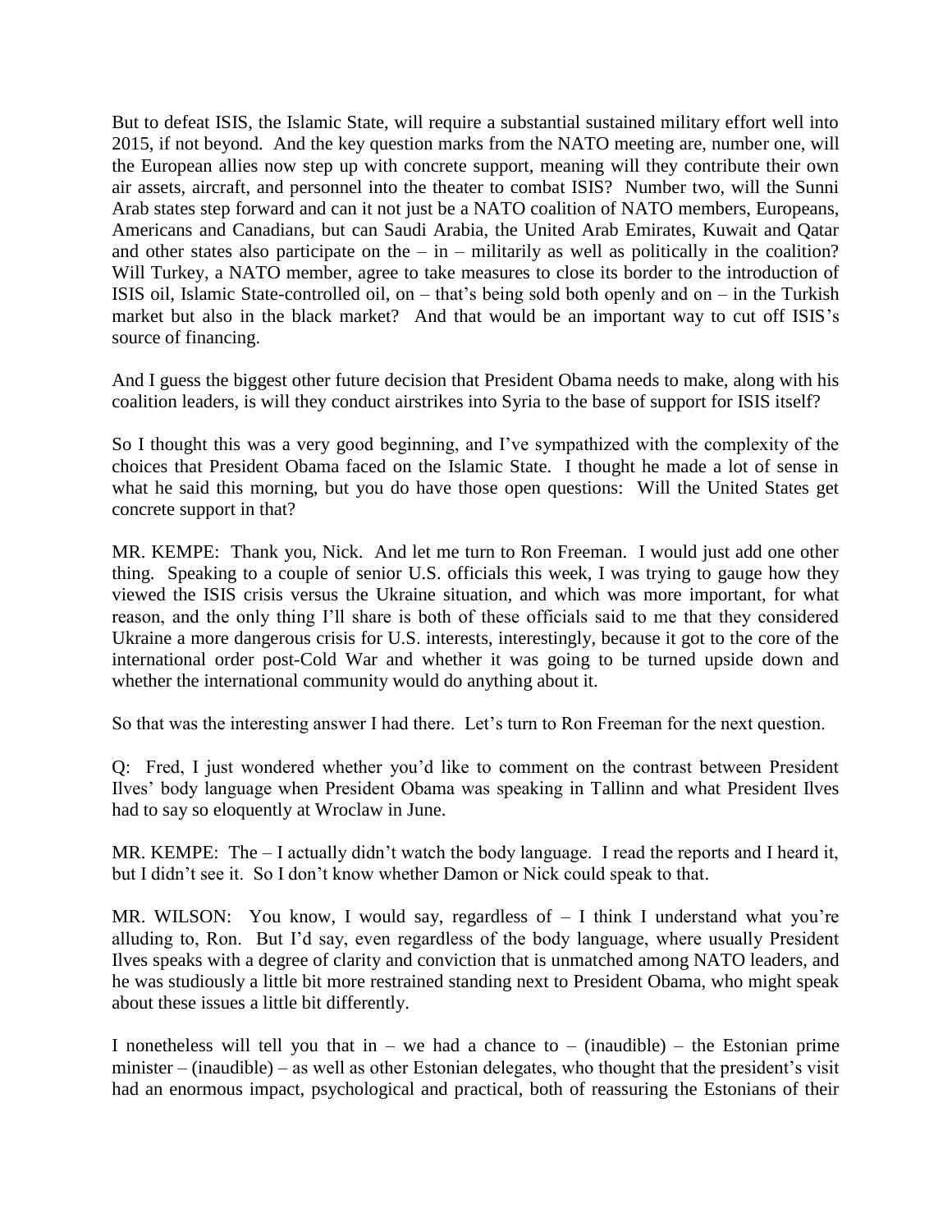But to defeat ISIS, the Islamic State, will require a substantial sustained military effort well into 2015, if not beyond. And the key question marks from the NATO meeting are, number one, will the European allies now step up with concrete support, meaning will they contribute their own air assets, aircraft, and personnel into the theater to combat ISIS? Number two, will the Sunni Arab states step forward and can it not just be a NATO coalition of NATO members, Europeans, Americans and Canadians, but can Saudi Arabia, the United Arab Emirates, Kuwait and Qatar and other states also participate on the – in – militarily as well as politically in the coalition? Will Turkey, a NATO member, agree to take measures to close its border to the introduction of ISIS oil, Islamic State-controlled oil, on – that's being sold both openly and on – in the Turkish market but also in the black market? And that would be an important way to cut off ISIS's source of financing.

And I guess the biggest other future decision that President Obama needs to make, along with his coalition leaders, is will they conduct airstrikes into Syria to the base of support for ISIS itself?

So I thought this was a very good beginning, and I've sympathized with the complexity of the choices that President Obama faced on the Islamic State. I thought he made a lot of sense in what he said this morning, but you do have those open questions: Will the United States get concrete support in that?

MR. KEMPE: Thank you, Nick. And let me turn to Ron Freeman. I would just add one other thing. Speaking to a couple of senior U.S. officials this week, I was trying to gauge how they viewed the ISIS crisis versus the Ukraine situation, and which was more important, for what reason, and the only thing I'll share is both of these officials said to me that they considered Ukraine a more dangerous crisis for U.S. interests, interestingly, because it got to the core of the international order post-Cold War and whether it was going to be turned upside down and whether the international community would do anything about it.

So that was the interesting answer I had there. Let's turn to Ron Freeman for the next question.

Q: Fred, I just wondered whether you'd like to comment on the contrast between President Ilves' body language when President Obama was speaking in Tallinn and what President Ilves had to say so eloquently at Wroclaw in June.

MR. KEMPE: The – I actually didn't watch the body language. I read the reports and I heard it, but I didn't see it. So I don't know whether Damon or Nick could speak to that.

MR. WILSON: You know, I would say, regardless of – I think I understand what you're alluding to, Ron. But I'd say, even regardless of the body language, where usually President Ilves speaks with a degree of clarity and conviction that is unmatched among NATO leaders, and he was studiously a little bit more restrained standing next to President Obama, who might speak about these issues a little bit differently.

I nonetheless will tell you that in – we had a chance to – (inaudible) – the Estonian prime minister – (inaudible) – as well as other Estonian delegates, who thought that the president's visit had an enormous impact, psychological and practical, both of reassuring the Estonians of their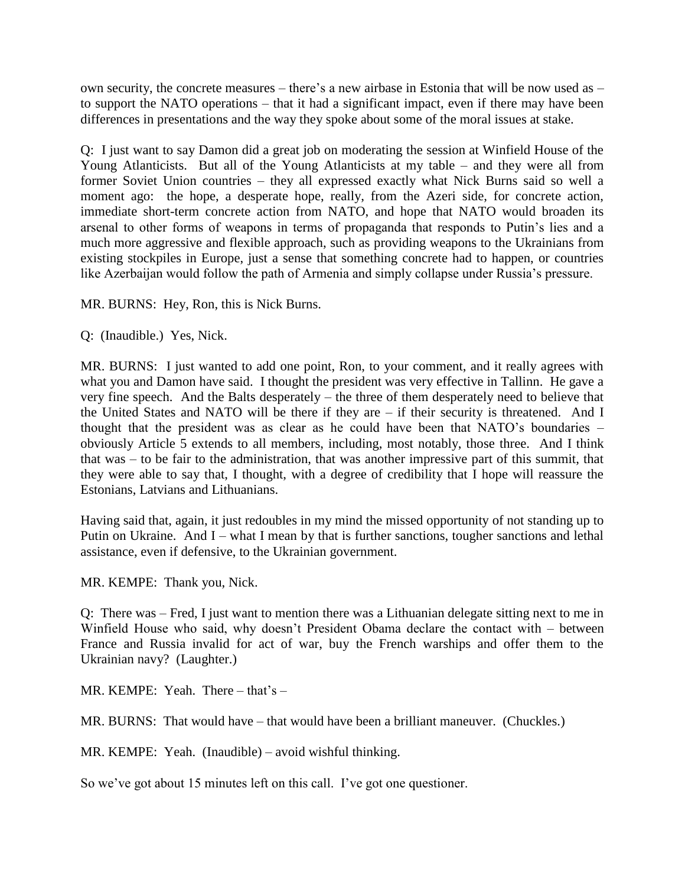own security, the concrete measures – there's a new airbase in Estonia that will be now used as – to support the NATO operations – that it had a significant impact, even if there may have been differences in presentations and the way they spoke about some of the moral issues at stake.

Q: I just want to say Damon did a great job on moderating the session at Winfield House of the Young Atlanticists. But all of the Young Atlanticists at my table – and they were all from former Soviet Union countries – they all expressed exactly what Nick Burns said so well a moment ago: the hope, a desperate hope, really, from the Azeri side, for concrete action, immediate short-term concrete action from NATO, and hope that NATO would broaden its arsenal to other forms of weapons in terms of propaganda that responds to Putin's lies and a much more aggressive and flexible approach, such as providing weapons to the Ukrainians from existing stockpiles in Europe, just a sense that something concrete had to happen, or countries like Azerbaijan would follow the path of Armenia and simply collapse under Russia's pressure.

MR. BURNS: Hey, Ron, this is Nick Burns.

Q: (Inaudible.) Yes, Nick.

MR. BURNS: I just wanted to add one point, Ron, to your comment, and it really agrees with what you and Damon have said. I thought the president was very effective in Tallinn. He gave a very fine speech. And the Balts desperately – the three of them desperately need to believe that the United States and NATO will be there if they are – if their security is threatened. And I thought that the president was as clear as he could have been that NATO's boundaries – obviously Article 5 extends to all members, including, most notably, those three. And I think that was – to be fair to the administration, that was another impressive part of this summit, that they were able to say that, I thought, with a degree of credibility that I hope will reassure the Estonians, Latvians and Lithuanians.

Having said that, again, it just redoubles in my mind the missed opportunity of not standing up to Putin on Ukraine. And I – what I mean by that is further sanctions, tougher sanctions and lethal assistance, even if defensive, to the Ukrainian government.

MR. KEMPE: Thank you, Nick.

Q: There was – Fred, I just want to mention there was a Lithuanian delegate sitting next to me in Winfield House who said, why doesn't President Obama declare the contact with – between France and Russia invalid for act of war, buy the French warships and offer them to the Ukrainian navy? (Laughter.)

MR. KEMPE: Yeah. There – that's –

MR. BURNS: That would have – that would have been a brilliant maneuver. (Chuckles.)

MR. KEMPE: Yeah. (Inaudible) – avoid wishful thinking.

So we've got about 15 minutes left on this call. I've got one questioner.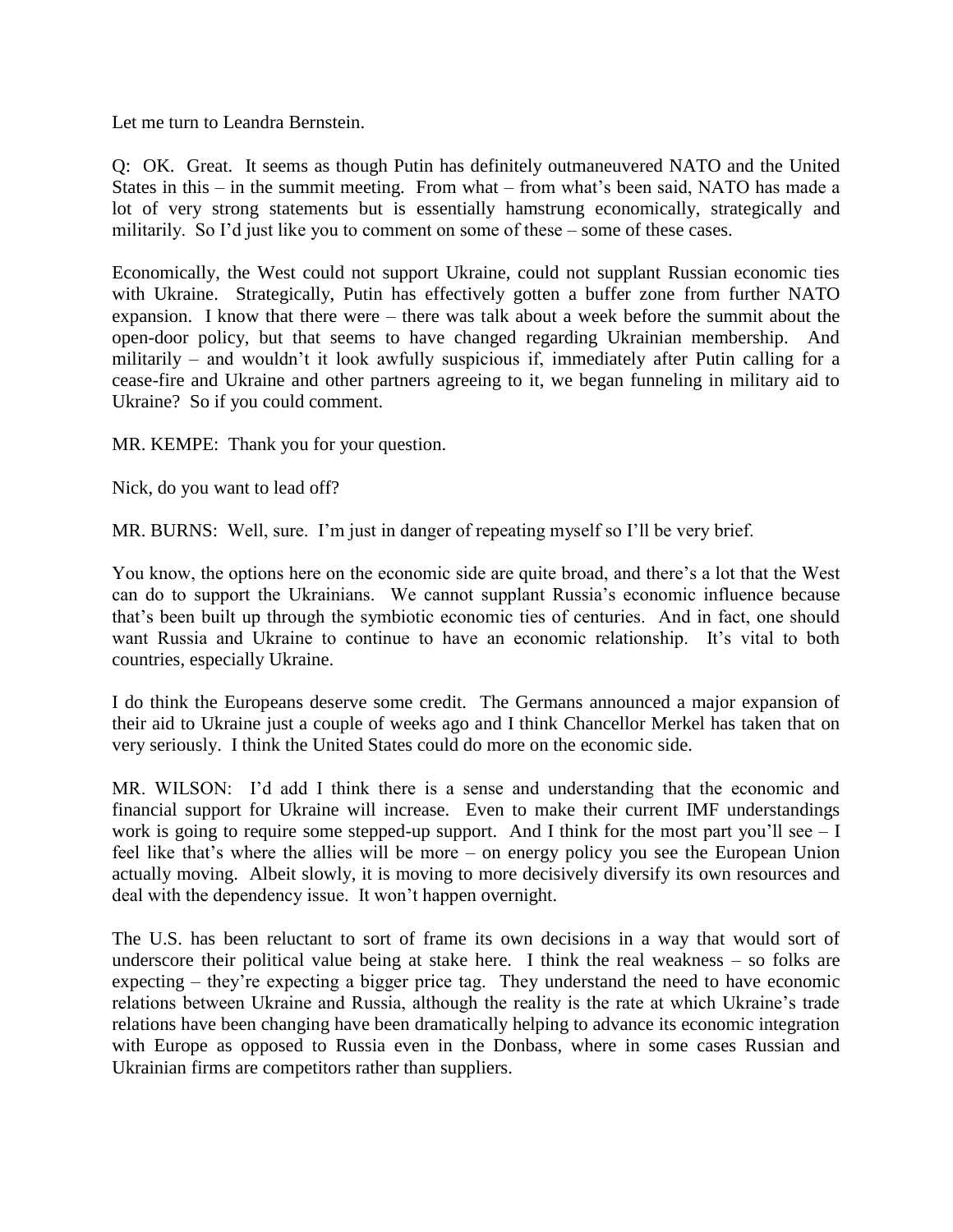Let me turn to Leandra Bernstein.

Q: OK. Great. It seems as though Putin has definitely outmaneuvered NATO and the United States in this – in the summit meeting. From what – from what's been said, NATO has made a lot of very strong statements but is essentially hamstrung economically, strategically and militarily. So I'd just like you to comment on some of these – some of these cases.

Economically, the West could not support Ukraine, could not supplant Russian economic ties with Ukraine. Strategically, Putin has effectively gotten a buffer zone from further NATO expansion. I know that there were – there was talk about a week before the summit about the open-door policy, but that seems to have changed regarding Ukrainian membership. And militarily – and wouldn't it look awfully suspicious if, immediately after Putin calling for a cease-fire and Ukraine and other partners agreeing to it, we began funneling in military aid to Ukraine? So if you could comment.

MR. KEMPE: Thank you for your question.

Nick, do you want to lead off?

MR. BURNS: Well, sure. I'm just in danger of repeating myself so I'll be very brief.

You know, the options here on the economic side are quite broad, and there's a lot that the West can do to support the Ukrainians. We cannot supplant Russia's economic influence because that's been built up through the symbiotic economic ties of centuries. And in fact, one should want Russia and Ukraine to continue to have an economic relationship. It's vital to both countries, especially Ukraine.

I do think the Europeans deserve some credit. The Germans announced a major expansion of their aid to Ukraine just a couple of weeks ago and I think Chancellor Merkel has taken that on very seriously. I think the United States could do more on the economic side.

MR. WILSON: I'd add I think there is a sense and understanding that the economic and financial support for Ukraine will increase. Even to make their current IMF understandings work is going to require some stepped-up support. And I think for the most part you'll see – I feel like that's where the allies will be more – on energy policy you see the European Union actually moving. Albeit slowly, it is moving to more decisively diversify its own resources and deal with the dependency issue. It won't happen overnight.

The U.S. has been reluctant to sort of frame its own decisions in a way that would sort of underscore their political value being at stake here. I think the real weakness – so folks are expecting – they're expecting a bigger price tag. They understand the need to have economic relations between Ukraine and Russia, although the reality is the rate at which Ukraine's trade relations have been changing have been dramatically helping to advance its economic integration with Europe as opposed to Russia even in the Donbass, where in some cases Russian and Ukrainian firms are competitors rather than suppliers.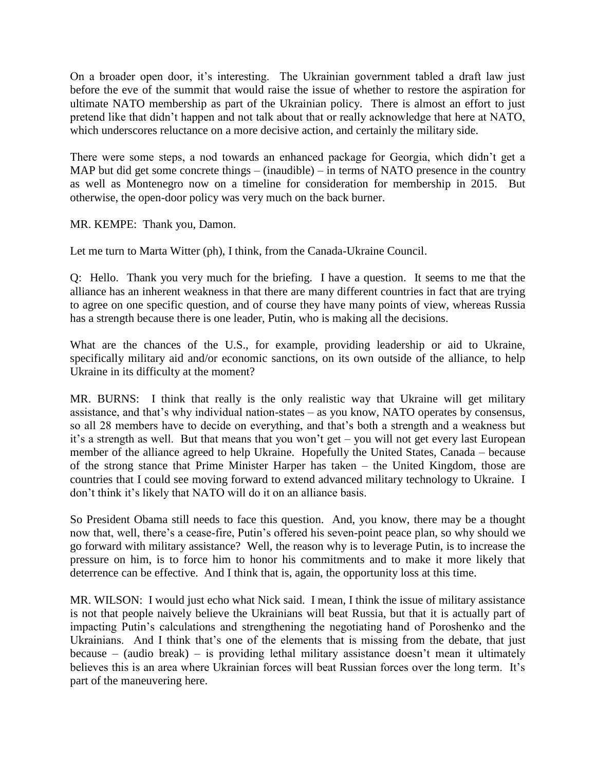On a broader open door, it's interesting. The Ukrainian government tabled a draft law just before the eve of the summit that would raise the issue of whether to restore the aspiration for ultimate NATO membership as part of the Ukrainian policy. There is almost an effort to just pretend like that didn't happen and not talk about that or really acknowledge that here at NATO, which underscores reluctance on a more decisive action, and certainly the military side.

There were some steps, a nod towards an enhanced package for Georgia, which didn't get a MAP but did get some concrete things – (inaudible) – in terms of NATO presence in the country as well as Montenegro now on a timeline for consideration for membership in 2015. But otherwise, the open-door policy was very much on the back burner.

MR. KEMPE: Thank you, Damon.

Let me turn to Marta Witter (ph), I think, from the Canada-Ukraine Council.

Q: Hello. Thank you very much for the briefing. I have a question. It seems to me that the alliance has an inherent weakness in that there are many different countries in fact that are trying to agree on one specific question, and of course they have many points of view, whereas Russia has a strength because there is one leader, Putin, who is making all the decisions.

What are the chances of the U.S., for example, providing leadership or aid to Ukraine, specifically military aid and/or economic sanctions, on its own outside of the alliance, to help Ukraine in its difficulty at the moment?

MR. BURNS: I think that really is the only realistic way that Ukraine will get military assistance, and that's why individual nation-states – as you know, NATO operates by consensus, so all 28 members have to decide on everything, and that's both a strength and a weakness but it's a strength as well. But that means that you won't get – you will not get every last European member of the alliance agreed to help Ukraine. Hopefully the United States, Canada – because of the strong stance that Prime Minister Harper has taken – the United Kingdom, those are countries that I could see moving forward to extend advanced military technology to Ukraine. I don't think it's likely that NATO will do it on an alliance basis.

So President Obama still needs to face this question. And, you know, there may be a thought now that, well, there's a cease-fire, Putin's offered his seven-point peace plan, so why should we go forward with military assistance? Well, the reason why is to leverage Putin, is to increase the pressure on him, is to force him to honor his commitments and to make it more likely that deterrence can be effective. And I think that is, again, the opportunity loss at this time.

MR. WILSON: I would just echo what Nick said. I mean, I think the issue of military assistance is not that people naively believe the Ukrainians will beat Russia, but that it is actually part of impacting Putin's calculations and strengthening the negotiating hand of Poroshenko and the Ukrainians. And I think that's one of the elements that is missing from the debate, that just because – (audio break) – is providing lethal military assistance doesn't mean it ultimately believes this is an area where Ukrainian forces will beat Russian forces over the long term. It's part of the maneuvering here.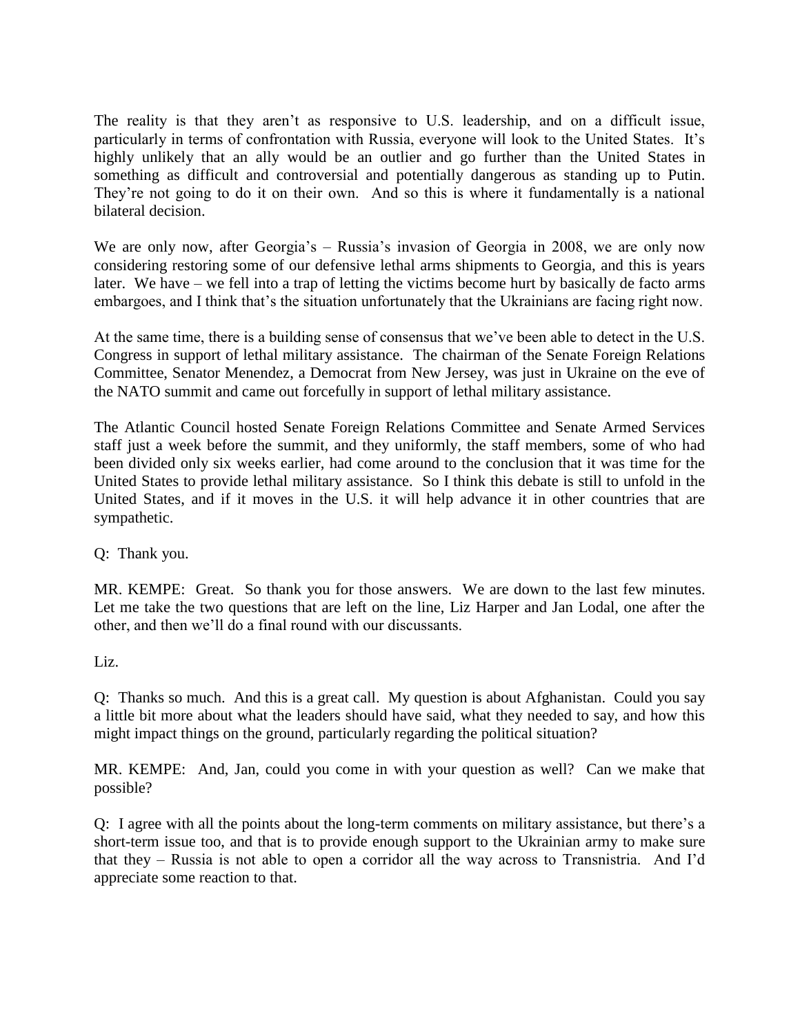The reality is that they aren't as responsive to U.S. leadership, and on a difficult issue, particularly in terms of confrontation with Russia, everyone will look to the United States. It's highly unlikely that an ally would be an outlier and go further than the United States in something as difficult and controversial and potentially dangerous as standing up to Putin. They're not going to do it on their own. And so this is where it fundamentally is a national bilateral decision.

We are only now, after Georgia's – Russia's invasion of Georgia in 2008, we are only now considering restoring some of our defensive lethal arms shipments to Georgia, and this is years later. We have – we fell into a trap of letting the victims become hurt by basically de facto arms embargoes, and I think that's the situation unfortunately that the Ukrainians are facing right now.

At the same time, there is a building sense of consensus that we've been able to detect in the U.S. Congress in support of lethal military assistance. The chairman of the Senate Foreign Relations Committee, Senator Menendez, a Democrat from New Jersey, was just in Ukraine on the eve of the NATO summit and came out forcefully in support of lethal military assistance.

The Atlantic Council hosted Senate Foreign Relations Committee and Senate Armed Services staff just a week before the summit, and they uniformly, the staff members, some of who had been divided only six weeks earlier, had come around to the conclusion that it was time for the United States to provide lethal military assistance. So I think this debate is still to unfold in the United States, and if it moves in the U.S. it will help advance it in other countries that are sympathetic.

Q: Thank you.

MR. KEMPE: Great. So thank you for those answers. We are down to the last few minutes. Let me take the two questions that are left on the line, Liz Harper and Jan Lodal, one after the other, and then we'll do a final round with our discussants.

Liz.

Q: Thanks so much. And this is a great call. My question is about Afghanistan. Could you say a little bit more about what the leaders should have said, what they needed to say, and how this might impact things on the ground, particularly regarding the political situation?

MR. KEMPE: And, Jan, could you come in with your question as well? Can we make that possible?

Q: I agree with all the points about the long-term comments on military assistance, but there's a short-term issue too, and that is to provide enough support to the Ukrainian army to make sure that they – Russia is not able to open a corridor all the way across to Transnistria. And I'd appreciate some reaction to that.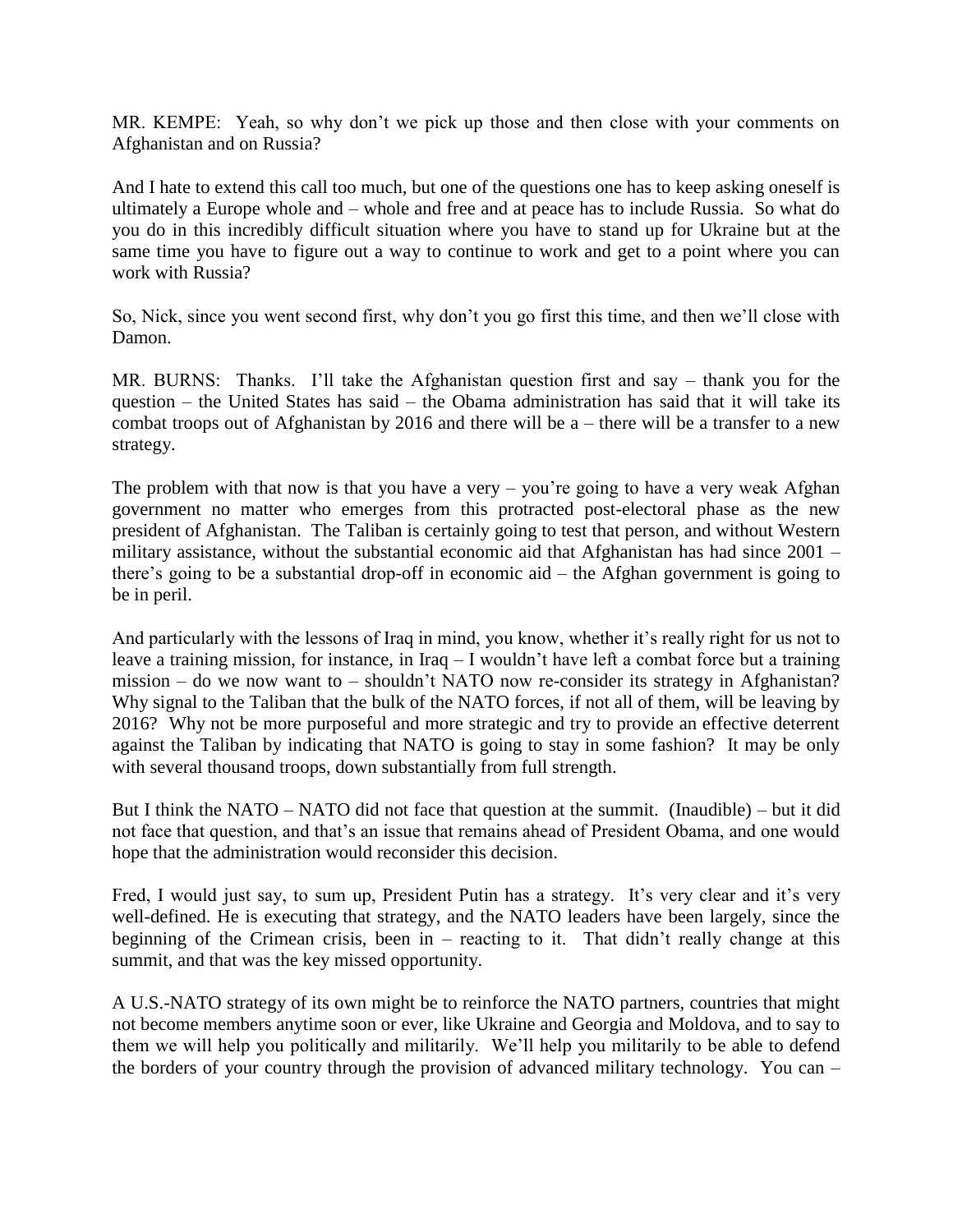MR. KEMPE: Yeah, so why don't we pick up those and then close with your comments on Afghanistan and on Russia?

And I hate to extend this call too much, but one of the questions one has to keep asking oneself is ultimately a Europe whole and – whole and free and at peace has to include Russia. So what do you do in this incredibly difficult situation where you have to stand up for Ukraine but at the same time you have to figure out a way to continue to work and get to a point where you can work with Russia?

So, Nick, since you went second first, why don't you go first this time, and then we'll close with Damon.

MR. BURNS: Thanks. I'll take the Afghanistan question first and say – thank you for the question – the United States has said – the Obama administration has said that it will take its combat troops out of Afghanistan by 2016 and there will be a – there will be a transfer to a new strategy.

The problem with that now is that you have a very – you're going to have a very weak Afghan government no matter who emerges from this protracted post-electoral phase as the new president of Afghanistan. The Taliban is certainly going to test that person, and without Western military assistance, without the substantial economic aid that Afghanistan has had since 2001 – there's going to be a substantial drop-off in economic aid – the Afghan government is going to be in peril.

And particularly with the lessons of Iraq in mind, you know, whether it's really right for us not to leave a training mission, for instance, in Iraq – I wouldn't have left a combat force but a training mission – do we now want to – shouldn't NATO now re-consider its strategy in Afghanistan? Why signal to the Taliban that the bulk of the NATO forces, if not all of them, will be leaving by 2016? Why not be more purposeful and more strategic and try to provide an effective deterrent against the Taliban by indicating that NATO is going to stay in some fashion? It may be only with several thousand troops, down substantially from full strength.

But I think the NATO – NATO did not face that question at the summit. (Inaudible) – but it did not face that question, and that's an issue that remains ahead of President Obama, and one would hope that the administration would reconsider this decision.

Fred, I would just say, to sum up, President Putin has a strategy. It's very clear and it's very well-defined. He is executing that strategy, and the NATO leaders have been largely, since the beginning of the Crimean crisis, been in – reacting to it. That didn't really change at this summit, and that was the key missed opportunity.

A U.S.-NATO strategy of its own might be to reinforce the NATO partners, countries that might not become members anytime soon or ever, like Ukraine and Georgia and Moldova, and to say to them we will help you politically and militarily. We'll help you militarily to be able to defend the borders of your country through the provision of advanced military technology. You can –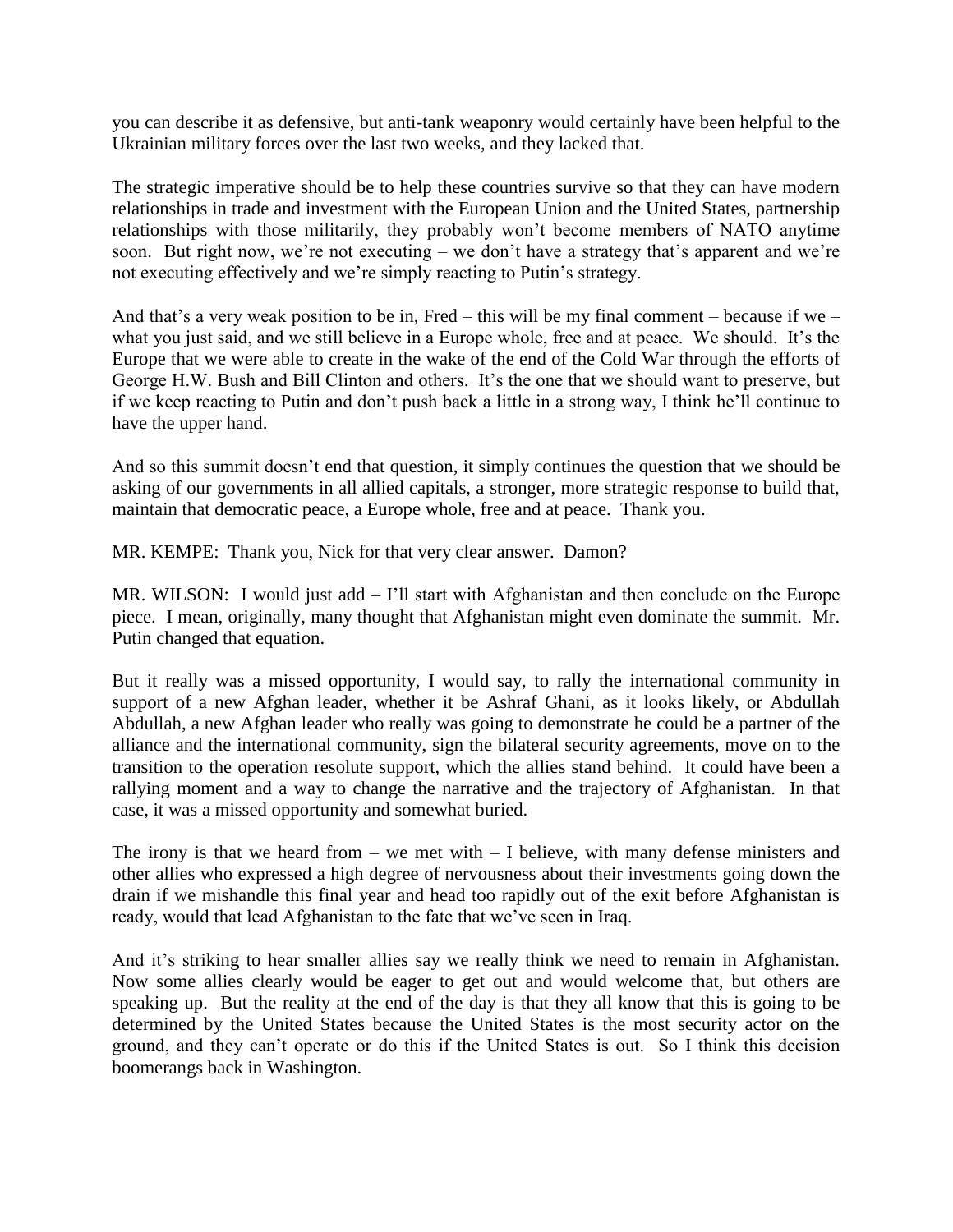you can describe it as defensive, but anti-tank weaponry would certainly have been helpful to the Ukrainian military forces over the last two weeks, and they lacked that.

The strategic imperative should be to help these countries survive so that they can have modern relationships in trade and investment with the European Union and the United States, partnership relationships with those militarily, they probably won't become members of NATO anytime soon. But right now, we're not executing – we don't have a strategy that's apparent and we're not executing effectively and we're simply reacting to Putin's strategy.

And that's a very weak position to be in, Fred – this will be my final comment – because if we – what you just said, and we still believe in a Europe whole, free and at peace. We should. It's the Europe that we were able to create in the wake of the end of the Cold War through the efforts of George H.W. Bush and Bill Clinton and others. It's the one that we should want to preserve, but if we keep reacting to Putin and don't push back a little in a strong way, I think he'll continue to have the upper hand.

And so this summit doesn't end that question, it simply continues the question that we should be asking of our governments in all allied capitals, a stronger, more strategic response to build that, maintain that democratic peace, a Europe whole, free and at peace. Thank you.

MR. KEMPE: Thank you, Nick for that very clear answer. Damon?

MR. WILSON: I would just add – I'll start with Afghanistan and then conclude on the Europe piece. I mean, originally, many thought that Afghanistan might even dominate the summit. Mr. Putin changed that equation.

But it really was a missed opportunity, I would say, to rally the international community in support of a new Afghan leader, whether it be Ashraf Ghani, as it looks likely, or Abdullah Abdullah, a new Afghan leader who really was going to demonstrate he could be a partner of the alliance and the international community, sign the bilateral security agreements, move on to the transition to the operation resolute support, which the allies stand behind. It could have been a rallying moment and a way to change the narrative and the trajectory of Afghanistan. In that case, it was a missed opportunity and somewhat buried.

The irony is that we heard from – we met with – I believe, with many defense ministers and other allies who expressed a high degree of nervousness about their investments going down the drain if we mishandle this final year and head too rapidly out of the exit before Afghanistan is ready, would that lead Afghanistan to the fate that we've seen in Iraq.

And it's striking to hear smaller allies say we really think we need to remain in Afghanistan. Now some allies clearly would be eager to get out and would welcome that, but others are speaking up. But the reality at the end of the day is that they all know that this is going to be determined by the United States because the United States is the most security actor on the ground, and they can't operate or do this if the United States is out. So I think this decision boomerangs back in Washington.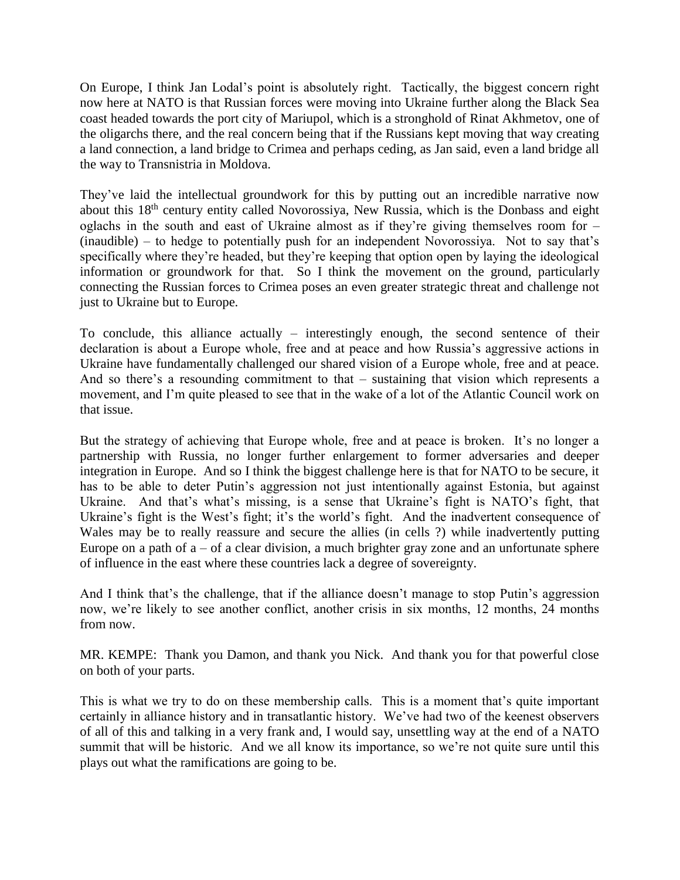On Europe, I think Jan Lodal's point is absolutely right. Tactically, the biggest concern right now here at NATO is that Russian forces were moving into Ukraine further along the Black Sea coast headed towards the port city of Mariupol, which is a stronghold of Rinat Akhmetov, one of the oligarchs there, and the real concern being that if the Russians kept moving that way creating a land connection, a land bridge to Crimea and perhaps ceding, as Jan said, even a land bridge all the way to Transnistria in Moldova.

They've laid the intellectual groundwork for this by putting out an incredible narrative now about this 18th century entity called Novorossiya, New Russia, which is the Donbass and eight oglachs in the south and east of Ukraine almost as if they're giving themselves room for – (inaudible) – to hedge to potentially push for an independent Novorossiya. Not to say that's specifically where they're headed, but they're keeping that option open by laying the ideological information or groundwork for that. So I think the movement on the ground, particularly connecting the Russian forces to Crimea poses an even greater strategic threat and challenge not just to Ukraine but to Europe.

To conclude, this alliance actually – interestingly enough, the second sentence of their declaration is about a Europe whole, free and at peace and how Russia's aggressive actions in Ukraine have fundamentally challenged our shared vision of a Europe whole, free and at peace. And so there's a resounding commitment to that – sustaining that vision which represents a movement, and I'm quite pleased to see that in the wake of a lot of the Atlantic Council work on that issue.

But the strategy of achieving that Europe whole, free and at peace is broken. It's no longer a partnership with Russia, no longer further enlargement to former adversaries and deeper integration in Europe. And so I think the biggest challenge here is that for NATO to be secure, it has to be able to deter Putin's aggression not just intentionally against Estonia, but against Ukraine. And that's what's missing, is a sense that Ukraine's fight is NATO's fight, that Ukraine's fight is the West's fight; it's the world's fight. And the inadvertent consequence of Wales may be to really reassure and secure the allies (in cells ?) while inadvertently putting Europe on a path of a – of a clear division, a much brighter gray zone and an unfortunate sphere of influence in the east where these countries lack a degree of sovereignty.

And I think that's the challenge, that if the alliance doesn't manage to stop Putin's aggression now, we're likely to see another conflict, another crisis in six months, 12 months, 24 months from now.

MR. KEMPE: Thank you Damon, and thank you Nick. And thank you for that powerful close on both of your parts.

This is what we try to do on these membership calls. This is a moment that's quite important certainly in alliance history and in transatlantic history. We've had two of the keenest observers of all of this and talking in a very frank and, I would say, unsettling way at the end of a NATO summit that will be historic. And we all know its importance, so we're not quite sure until this plays out what the ramifications are going to be.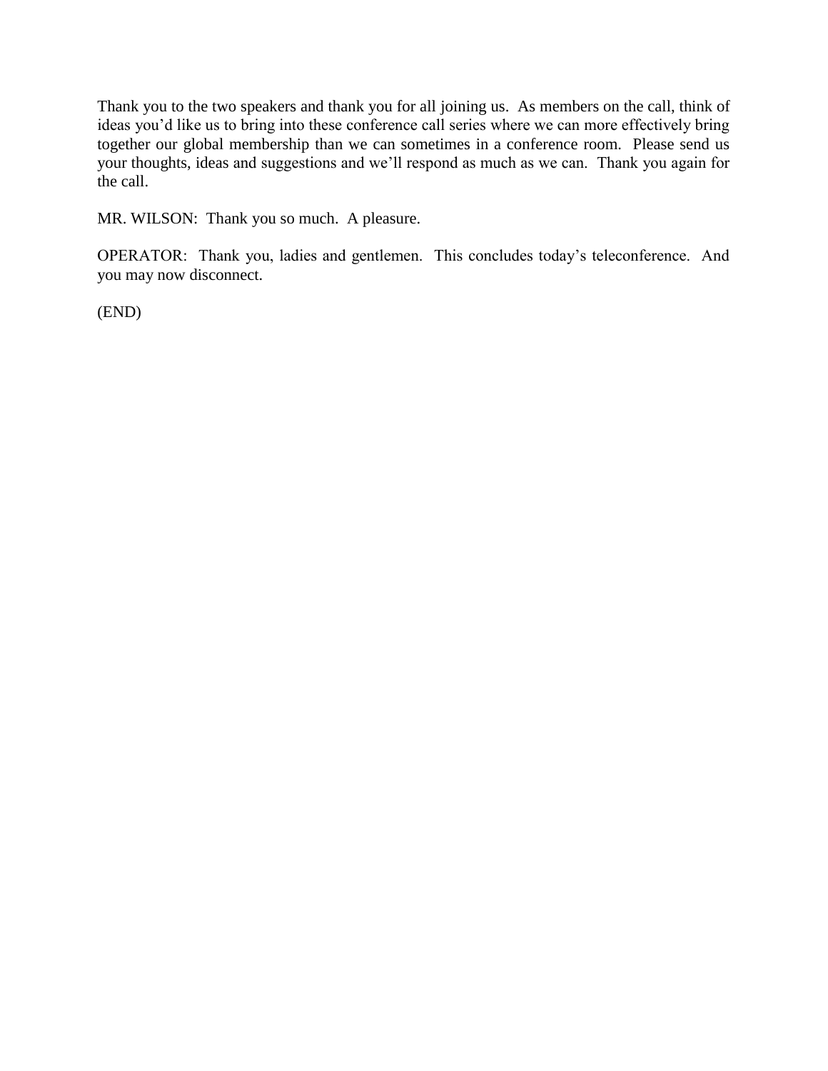Thank you to the two speakers and thank you for all joining us. As members on the call, think of ideas you'd like us to bring into these conference call series where we can more effectively bring together our global membership than we can sometimes in a conference room. Please send us your thoughts, ideas and suggestions and we'll respond as much as we can. Thank you again for the call.

MR. WILSON: Thank you so much. A pleasure.

OPERATOR: Thank you, ladies and gentlemen. This concludes today's teleconference. And you may now disconnect.

(END)